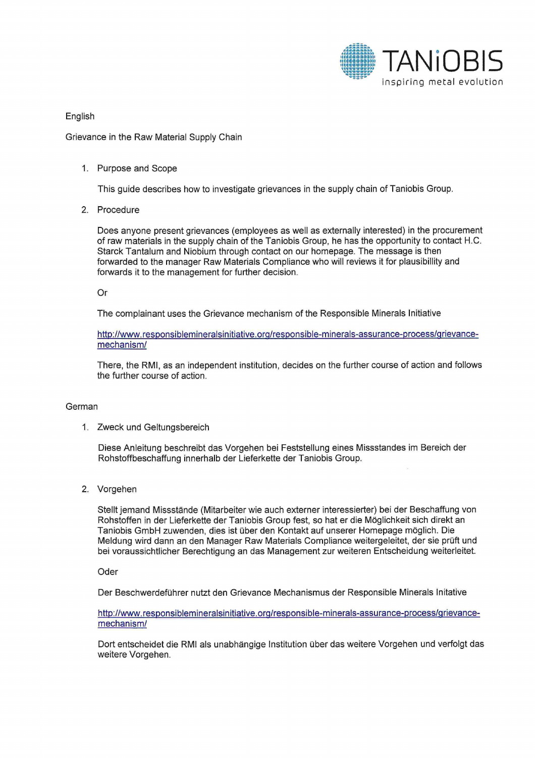English

Grievance in the Raw Material Supply Chain

1. Purpose and Scope

   This guide describes how to investigate grievances in the supply chain of Taniobis Group.

2. Procedure

   Does anyone present grievances (employees as well as externally interested) in the procurement of raw materials in the supply chain of the Taniobis Group, he has the opportunity to contact H.C. Starck Tantalum and Niobium through contact on our homepage. The message is then forwarded to the manager Raw Materials Compliance who will reviews it for plausibillity and forwards it to the management for further decision.

   Or

   The complainant uses the Grievance mechanism of the Responsible Minerals Initiative

   [http://www.responsiblemineralsinitiative.org/responsible-minerals-assurance-process/grievance-mechanism/](http://www.responsiblemineralsinitiative.org/responsible-minerals-assurance-process/grievance-mechanism/)

   There, the RMI, as an independent institution, decides on the further course of action and follows the further course of action.

German

1. Zweck und Geltungsbereich

   Diese Anleitung beschreibt das Vorgehen bei Feststellung eines Missstandes im Bereich der Rohstoffbeschaffung innerhalb der Lieferkette der Taniobis Group.

2. Vorgehen

   Stellt jemand Missstände (Mitarbeiter wie auch externer interessierter) bei der Beschaffung von Rohstoffen in der Lieferkette der Taniobis Group fest, so hat er die Möglichkeit sich direkt an Taniobis GmbH zuwenden, dies ist über den Kontakt auf unserer Homepage möglich. Die Meldung wird dann an den Manager Raw Materials Compliance weitergeleitet, der sie prüft und bei voraussichtlicher Berechtigung an das Management zur weiteren Entscheidung weiterleitet.

   Oder

   Der Beschwerdeführer nutzt den Grievance Mechanismus der Responsible Minerals Initative

   [http://www.responsiblemineralsinitiative.org/responsible-minerals-assurance-process/grievance-mechanism/](http://www.responsiblemineralsinitiative.org/responsible-minerals-assurance-process/grievance-mechanism/)

   Dort entscheidet die RMI als unabhängige Institution über das weitere Vorgehen und verfolgt das weitere Vorgehen.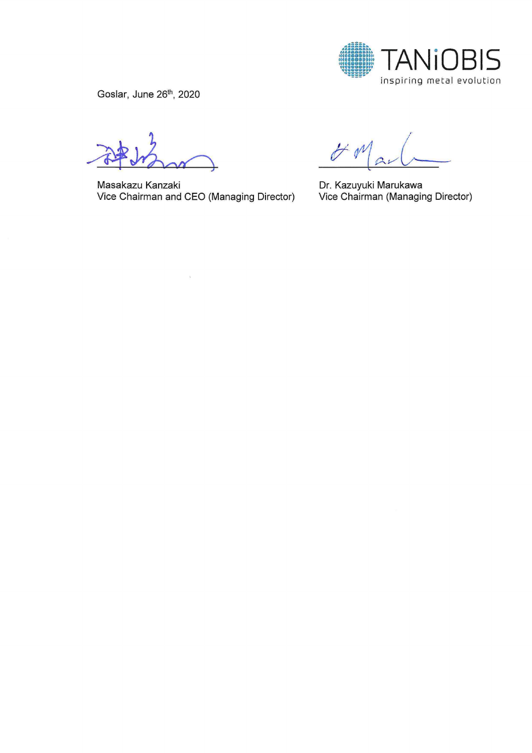TANiOBIS

inspiring metal evolution

Goslar, June 26th, 2020

Masakazu Kanzaki
Vice Chairman and CEO (Managing Director)

Dr. Kazuyuki Marukawa
Vice Chairman (Managing Director)